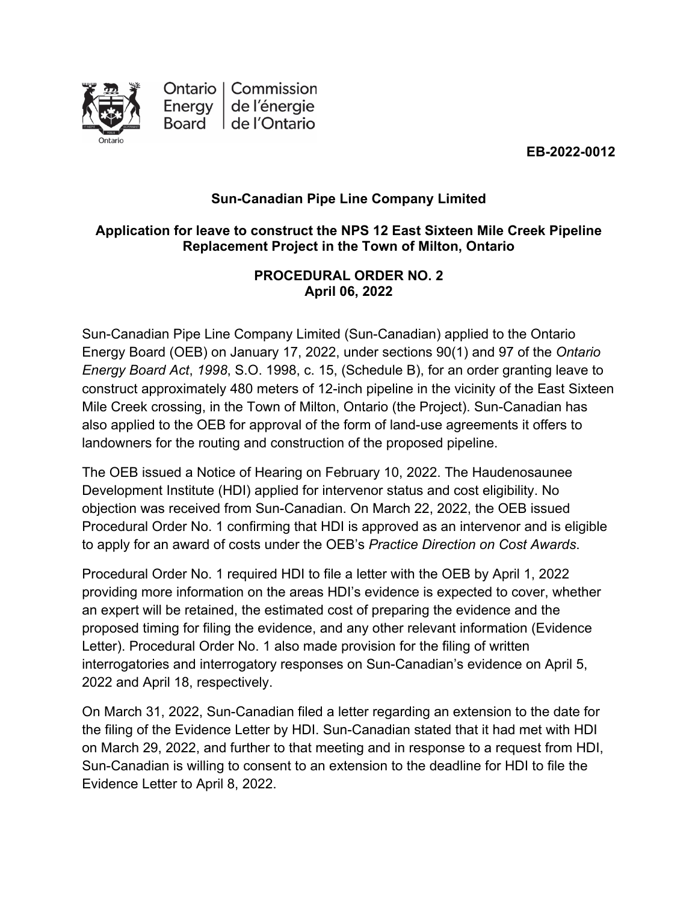Ontario Energy Board | Commission de l'énergie de l'Ontario

**EB-2022-0012**

**Sun-Canadian Pipe Line Company Limited**

**Application for leave to construct the NPS 12 East Sixteen Mile Creek Pipeline Replacement Project in the Town of Milton, Ontario**

**PROCEDURAL ORDER NO. 2**
**April 06, 2022**

Sun-Canadian Pipe Line Company Limited (Sun-Canadian) applied to the Ontario Energy Board (OEB) on January 17, 2022, under sections 90(1) and 97 of the *Ontario Energy Board Act*, *1998*, S.O. 1998, c. 15, (Schedule B), for an order granting leave to construct approximately 480 meters of 12-inch pipeline in the vicinity of the East Sixteen Mile Creek crossing, in the Town of Milton, Ontario (the Project). Sun-Canadian has also applied to the OEB for approval of the form of land-use agreements it offers to landowners for the routing and construction of the proposed pipeline.

The OEB issued a Notice of Hearing on February 10, 2022. The Haudenosaunee Development Institute (HDI) applied for intervenor status and cost eligibility. No objection was received from Sun-Canadian. On March 22, 2022, the OEB issued Procedural Order No. 1 confirming that HDI is approved as an intervenor and is eligible to apply for an award of costs under the OEB's *Practice Direction on Cost Awards*.

Procedural Order No. 1 required HDI to file a letter with the OEB by April 1, 2022 providing more information on the areas HDI's evidence is expected to cover, whether an expert will be retained, the estimated cost of preparing the evidence and the proposed timing for filing the evidence, and any other relevant information (Evidence Letter). Procedural Order No. 1 also made provision for the filing of written interrogatories and interrogatory responses on Sun-Canadian's evidence on April 5, 2022 and April 18, respectively.

On March 31, 2022, Sun-Canadian filed a letter regarding an extension to the date for the filing of the Evidence Letter by HDI. Sun-Canadian stated that it had met with HDI on March 29, 2022, and further to that meeting and in response to a request from HDI, Sun-Canadian is willing to consent to an extension to the deadline for HDI to file the Evidence Letter to April 8, 2022.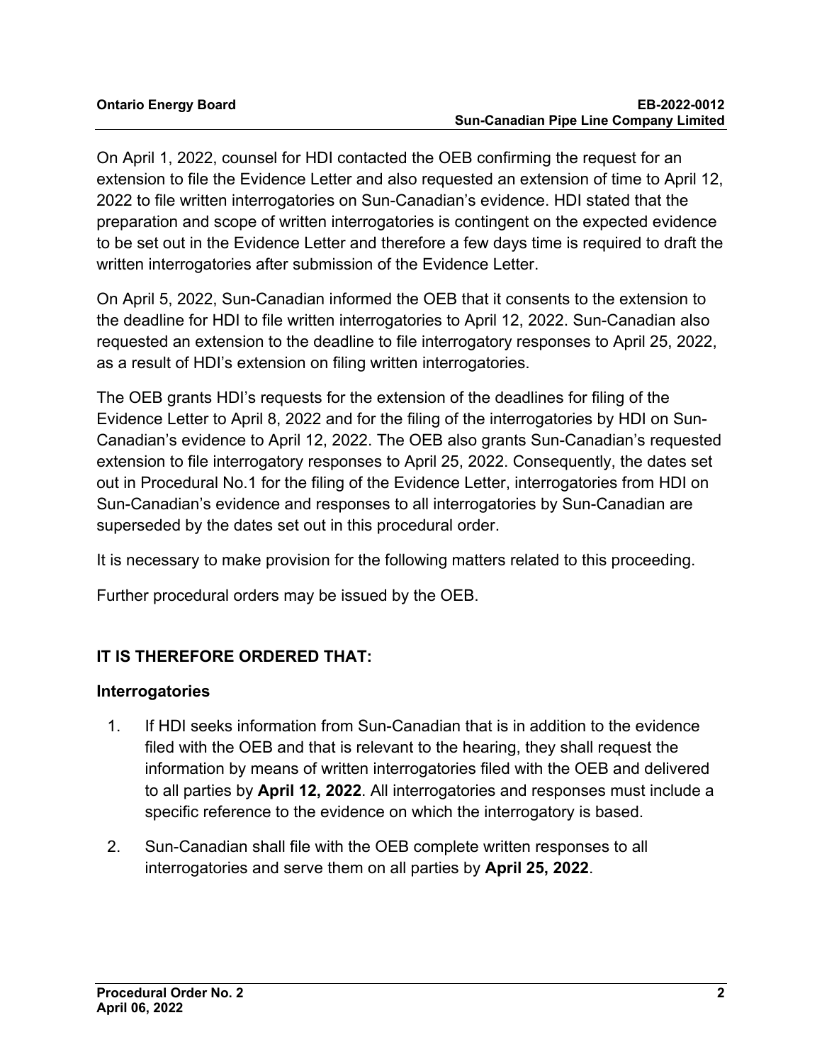On April 1, 2022, counsel for HDI contacted the OEB confirming the request for an extension to file the Evidence Letter and also requested an extension of time to April 12, 2022 to file written interrogatories on Sun-Canadian's evidence. HDI stated that the preparation and scope of written interrogatories is contingent on the expected evidence to be set out in the Evidence Letter and therefore a few days time is required to draft the written interrogatories after submission of the Evidence Letter.

On April 5, 2022, Sun-Canadian informed the OEB that it consents to the extension to the deadline for HDI to file written interrogatories to April 12, 2022. Sun-Canadian also requested an extension to the deadline to file interrogatory responses to April 25, 2022, as a result of HDI's extension on filing written interrogatories.

The OEB grants HDI's requests for the extension of the deadlines for filing of the Evidence Letter to April 8, 2022 and for the filing of the interrogatories by HDI on Sun-Canadian's evidence to April 12, 2022. The OEB also grants Sun-Canadian's requested extension to file interrogatory responses to April 25, 2022. Consequently, the dates set out in Procedural No.1 for the filing of the Evidence Letter, interrogatories from HDI on Sun-Canadian's evidence and responses to all interrogatories by Sun-Canadian are superseded by the dates set out in this procedural order.

It is necessary to make provision for the following matters related to this proceeding.

Further procedural orders may be issued by the OEB.

## IT IS THEREFORE ORDERED THAT:

### Interrogatories

1. If HDI seeks information from Sun-Canadian that is in addition to the evidence filed with the OEB and that is relevant to the hearing, they shall request the information by means of written interrogatories filed with the OEB and delivered to all parties by **April 12, 2022**. All interrogatories and responses must include a specific reference to the evidence on which the interrogatory is based.

2. Sun-Canadian shall file with the OEB complete written responses to all interrogatories and serve them on all parties by **April 25, 2022**.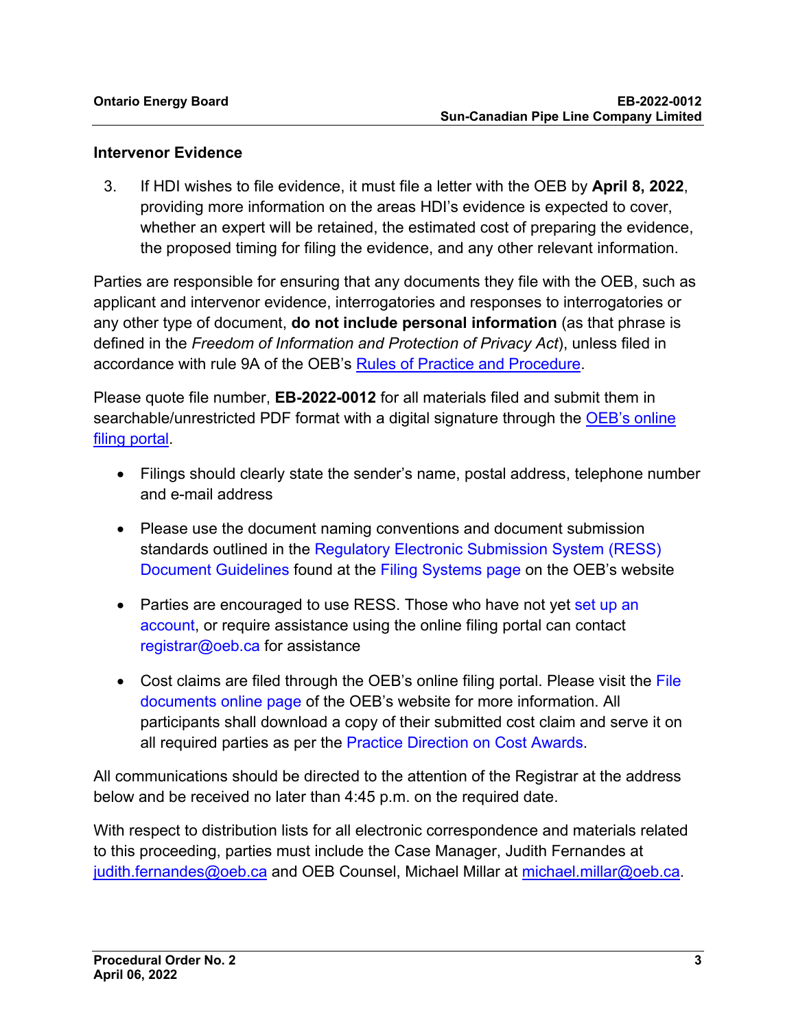## Intervenor Evidence

3. If HDI wishes to file evidence, it must file a letter with the OEB by **April 8, 2022**, providing more information on the areas HDI's evidence is expected to cover, whether an expert will be retained, the estimated cost of preparing the evidence, the proposed timing for filing the evidence, and any other relevant information.

Parties are responsible for ensuring that any documents they file with the OEB, such as applicant and intervenor evidence, interrogatories and responses to interrogatories or any other type of document, **do not include personal information** (as that phrase is defined in the *Freedom of Information and Protection of Privacy Act*), unless filed in accordance with rule 9A of the OEB's Rules of Practice and Procedure.

Please quote file number, **EB-2022-0012** for all materials filed and submit them in searchable/unrestricted PDF format with a digital signature through the OEB's online filing portal.

- Filings should clearly state the sender's name, postal address, telephone number and e-mail address
- Please use the document naming conventions and document submission standards outlined in the Regulatory Electronic Submission System (RESS) Document Guidelines found at the Filing Systems page on the OEB's website
- Parties are encouraged to use RESS. Those who have not yet set up an account, or require assistance using the online filing portal can contact registrar@oeb.ca for assistance
- Cost claims are filed through the OEB's online filing portal. Please visit the File documents online page of the OEB's website for more information. All participants shall download a copy of their submitted cost claim and serve it on all required parties as per the Practice Direction on Cost Awards.

All communications should be directed to the attention of the Registrar at the address below and be received no later than 4:45 p.m. on the required date.

With respect to distribution lists for all electronic correspondence and materials related to this proceeding, parties must include the Case Manager, Judith Fernandes at judith.fernandes@oeb.ca and OEB Counsel, Michael Millar at michael.millar@oeb.ca.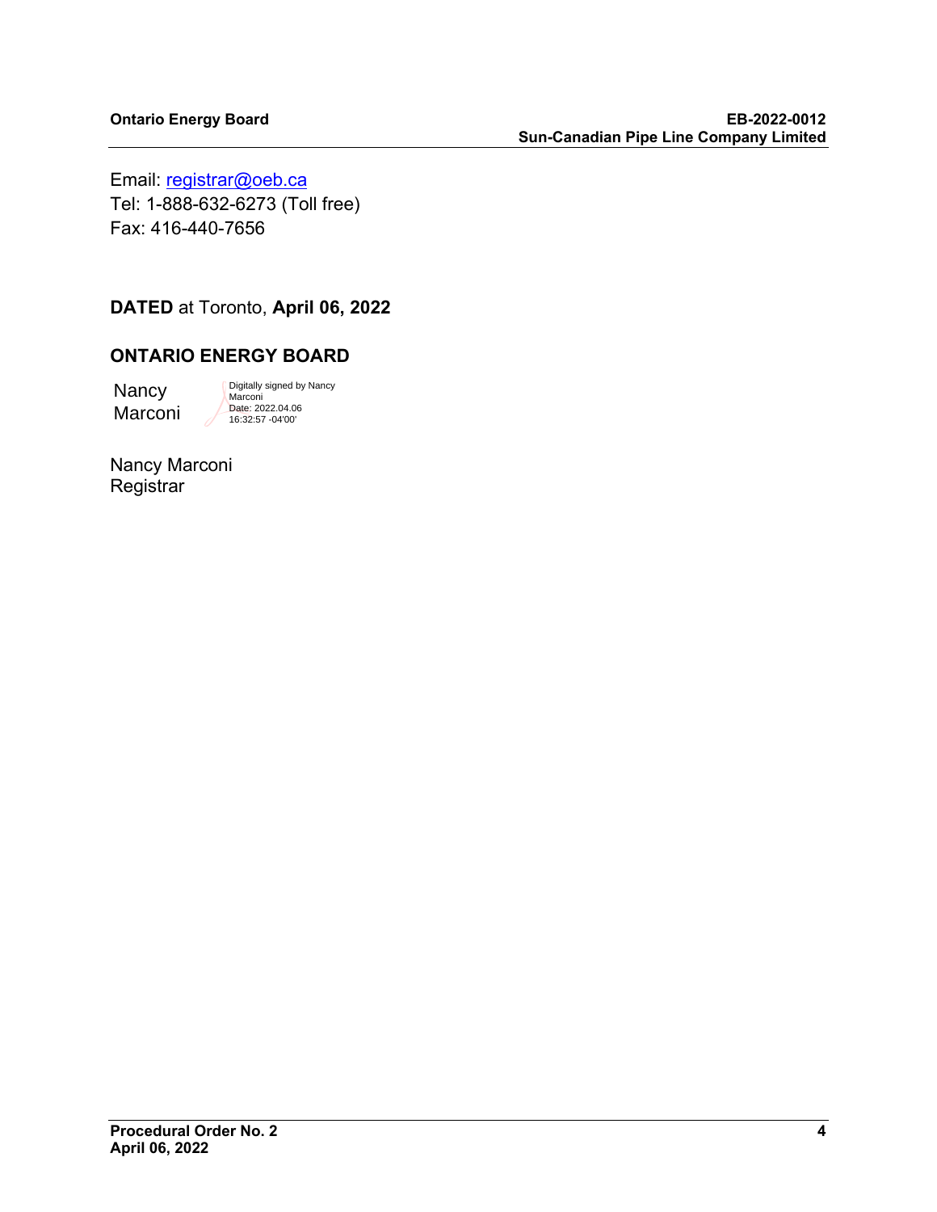Email: [registrar@oeb.ca](mailto:registrar@oeb.ca)
Tel: 1-888-632-6273 (Toll free)
Fax: 416-440-7656

**DATED** at Toronto, **April 06, 2022**

**ONTARIO ENERGY BOARD**

Nancy Marconi

Digitally signed by Nancy Marconi
Date: 2022.04.06 16:32:57 -04'00'

Nancy Marconi
Registrar